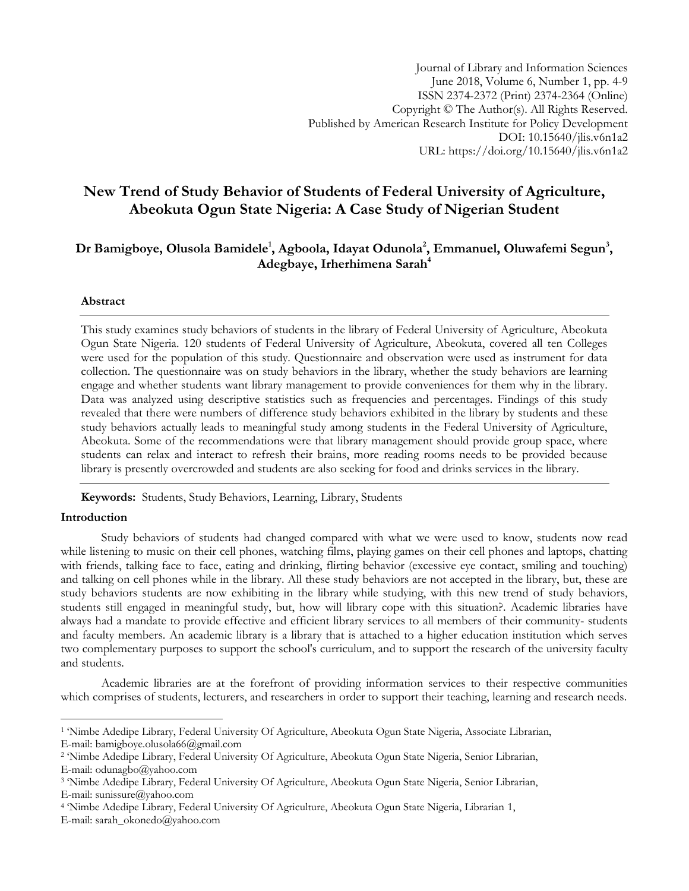# New Trend of Study Behavior of Students of Federal University of Agriculture, Abeokuta Ogun State Nigeria: A Case Study of Nigerian Student

**Dr Bamigboye, Olusola Bamidele[1], Agboola, Idayat Odunola[2], Emmanuel, Oluwafemi Segun[3], Adegbaye, Irherhimena Sarah[4]**

## Abstract

This study examines study behaviors of students in the library of Federal University of Agriculture, Abeokuta Ogun State Nigeria. 120 students of Federal University of Agriculture, Abeokuta, covered all ten Colleges were used for the population of this study. Questionnaire and observation were used as instrument for data collection. The questionnaire was on study behaviors in the library, whether the study behaviors are learning engage and whether students want library management to provide conveniences for them why in the library. Data was analyzed using descriptive statistics such as frequencies and percentages. Findings of this study revealed that there were numbers of difference study behaviors exhibited in the library by students and these study behaviors actually leads to meaningful study among students in the Federal University of Agriculture, Abeokuta. Some of the recommendations were that library management should provide group space, where students can relax and interact to refresh their brains, more reading rooms needs to be provided because library is presently overcrowded and students are also seeking for food and drinks services in the library.

**Keywords:** Students, Study Behaviors, Learning, Library, Students

## Introduction

Study behaviors of students had changed compared with what we were used to know, students now read while listening to music on their cell phones, watching films, playing games on their cell phones and laptops, chatting with friends, talking face to face, eating and drinking, flirting behavior (excessive eye contact, smiling and touching) and talking on cell phones while in the library. All these study behaviors are not accepted in the library, but, these are study behaviors students are now exhibiting in the library while studying, with this new trend of study behaviors, students still engaged in meaningful study, but, how will library cope with this situation?. Academic libraries have always had a mandate to provide effective and efficient library services to all members of their community- students and faculty members. An academic library is a library that is attached to a higher education institution which serves two complementary purposes to support the school's curriculum, and to support the research of the university faculty and students.

Academic libraries are at the forefront of providing information services to their respective communities which comprises of students, lecturers, and researchers in order to support their teaching, learning and research needs.

---

[1] 'Nimbe Adedipe Library, Federal University Of Agriculture, Abeokuta Ogun State Nigeria, Associate Librarian, E-mail: bamigboye.olusola66@gmail.com

[2] 'Nimbe Adedipe Library, Federal University Of Agriculture, Abeokuta Ogun State Nigeria, Senior Librarian, E-mail: odunagbo@yahoo.com

[3] 'Nimbe Adedipe Library, Federal University Of Agriculture, Abeokuta Ogun State Nigeria, Senior Librarian, E-mail: sunissure@yahoo.com

[4] 'Nimbe Adedipe Library, Federal University Of Agriculture, Abeokuta Ogun State Nigeria, Librarian 1, E-mail: sarah_okonedo@yahoo.com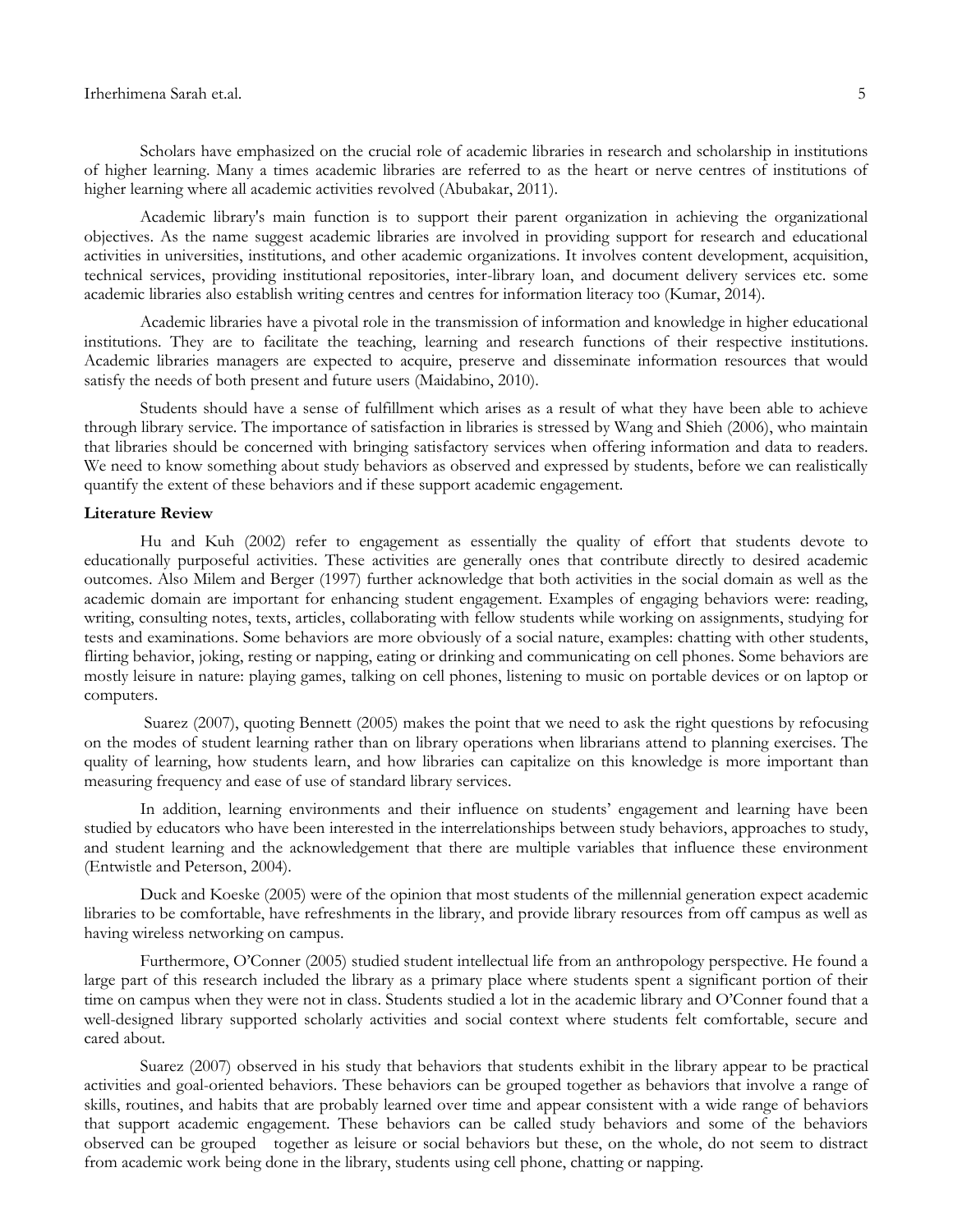Scholars have emphasized on the crucial role of academic libraries in research and scholarship in institutions of higher learning. Many a times academic libraries are referred to as the heart or nerve centres of institutions of higher learning where all academic activities revolved (Abubakar, 2011).

Academic library's main function is to support their parent organization in achieving the organizational objectives. As the name suggest academic libraries are involved in providing support for research and educational activities in universities, institutions, and other academic organizations. It involves content development, acquisition, technical services, providing institutional repositories, inter-library loan, and document delivery services etc. some academic libraries also establish writing centres and centres for information literacy too (Kumar, 2014).

Academic libraries have a pivotal role in the transmission of information and knowledge in higher educational institutions. They are to facilitate the teaching, learning and research functions of their respective institutions. Academic libraries managers are expected to acquire, preserve and disseminate information resources that would satisfy the needs of both present and future users (Maidabino, 2010).

Students should have a sense of fulfillment which arises as a result of what they have been able to achieve through library service. The importance of satisfaction in libraries is stressed by Wang and Shieh (2006), who maintain that libraries should be concerned with bringing satisfactory services when offering information and data to readers. We need to know something about study behaviors as observed and expressed by students, before we can realistically quantify the extent of these behaviors and if these support academic engagement.

**Literature Review**

Hu and Kuh (2002) refer to engagement as essentially the quality of effort that students devote to educationally purposeful activities. These activities are generally ones that contribute directly to desired academic outcomes. Also Milem and Berger (1997) further acknowledge that both activities in the social domain as well as the academic domain are important for enhancing student engagement. Examples of engaging behaviors were: reading, writing, consulting notes, texts, articles, collaborating with fellow students while working on assignments, studying for tests and examinations. Some behaviors are more obviously of a social nature, examples: chatting with other students, flirting behavior, joking, resting or napping, eating or drinking and communicating on cell phones. Some behaviors are mostly leisure in nature: playing games, talking on cell phones, listening to music on portable devices or on laptop or computers.

Suarez (2007), quoting Bennett (2005) makes the point that we need to ask the right questions by refocusing on the modes of student learning rather than on library operations when librarians attend to planning exercises. The quality of learning, how students learn, and how libraries can capitalize on this knowledge is more important than measuring frequency and ease of use of standard library services.

In addition, learning environments and their influence on students' engagement and learning have been studied by educators who have been interested in the interrelationships between study behaviors, approaches to study, and student learning and the acknowledgement that there are multiple variables that influence these environment (Entwistle and Peterson, 2004).

Duck and Koeske (2005) were of the opinion that most students of the millennial generation expect academic libraries to be comfortable, have refreshments in the library, and provide library resources from off campus as well as having wireless networking on campus.

Furthermore, O'Conner (2005) studied student intellectual life from an anthropology perspective. He found a large part of this research included the library as a primary place where students spent a significant portion of their time on campus when they were not in class. Students studied a lot in the academic library and O'Conner found that a well-designed library supported scholarly activities and social context where students felt comfortable, secure and cared about.

Suarez (2007) observed in his study that behaviors that students exhibit in the library appear to be practical activities and goal-oriented behaviors. These behaviors can be grouped together as behaviors that involve a range of skills, routines, and habits that are probably learned over time and appear consistent with a wide range of behaviors that support academic engagement. These behaviors can be called study behaviors and some of the behaviors observed can be grouped together as leisure or social behaviors but these, on the whole, do not seem to distract from academic work being done in the library, students using cell phone, chatting or napping.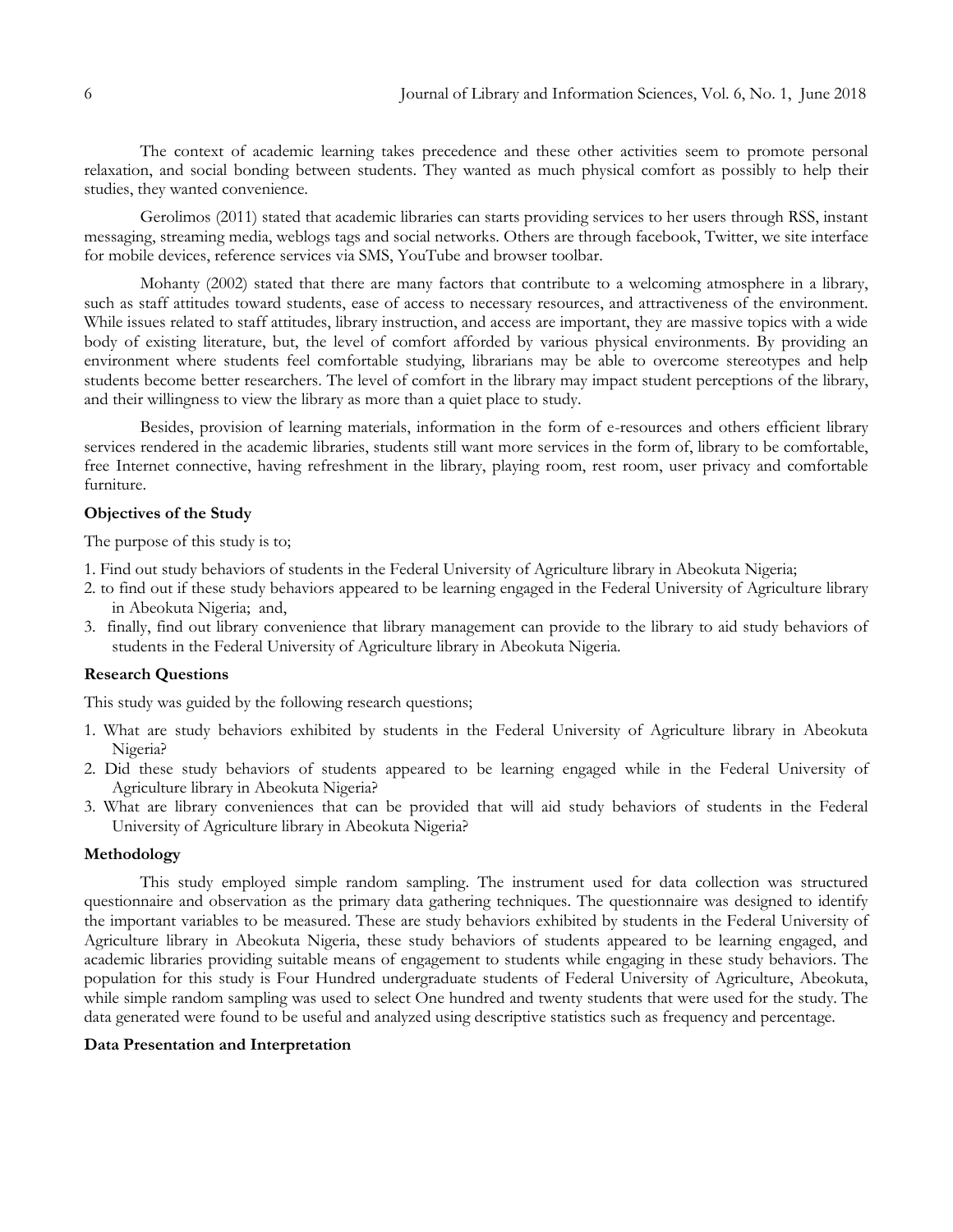The context of academic learning takes precedence and these other activities seem to promote personal relaxation, and social bonding between students. They wanted as much physical comfort as possibly to help their studies, they wanted convenience.

Gerolimos (2011) stated that academic libraries can starts providing services to her users through RSS, instant messaging, streaming media, weblogs tags and social networks. Others are through facebook, Twitter, we site interface for mobile devices, reference services via SMS, YouTube and browser toolbar.

Mohanty (2002) stated that there are many factors that contribute to a welcoming atmosphere in a library, such as staff attitudes toward students, ease of access to necessary resources, and attractiveness of the environment. While issues related to staff attitudes, library instruction, and access are important, they are massive topics with a wide body of existing literature, but, the level of comfort afforded by various physical environments. By providing an environment where students feel comfortable studying, librarians may be able to overcome stereotypes and help students become better researchers. The level of comfort in the library may impact student perceptions of the library, and their willingness to view the library as more than a quiet place to study.

Besides, provision of learning materials, information in the form of e-resources and others efficient library services rendered in the academic libraries, students still want more services in the form of, library to be comfortable, free Internet connective, having refreshment in the library, playing room, rest room, user privacy and comfortable furniture.

**Objectives of the Study**

The purpose of this study is to;

1. Find out study behaviors of students in the Federal University of Agriculture library in Abeokuta Nigeria;
2. to find out if these study behaviors appeared to be learning engaged in the Federal University of Agriculture library in Abeokuta Nigeria; and,
3. finally, find out library convenience that library management can provide to the library to aid study behaviors of students in the Federal University of Agriculture library in Abeokuta Nigeria.

**Research Questions**

This study was guided by the following research questions;

1. What are study behaviors exhibited by students in the Federal University of Agriculture library in Abeokuta Nigeria?
2. Did these study behaviors of students appeared to be learning engaged while in the Federal University of Agriculture library in Abeokuta Nigeria?
3. What are library conveniences that can be provided that will aid study behaviors of students in the Federal University of Agriculture library in Abeokuta Nigeria?

**Methodology**

This study employed simple random sampling. The instrument used for data collection was structured questionnaire and observation as the primary data gathering techniques. The questionnaire was designed to identify the important variables to be measured. These are study behaviors exhibited by students in the Federal University of Agriculture library in Abeokuta Nigeria, these study behaviors of students appeared to be learning engaged, and academic libraries providing suitable means of engagement to students while engaging in these study behaviors. The population for this study is Four Hundred undergraduate students of Federal University of Agriculture, Abeokuta, while simple random sampling was used to select One hundred and twenty students that were used for the study. The data generated were found to be useful and analyzed using descriptive statistics such as frequency and percentage.

**Data Presentation and Interpretation**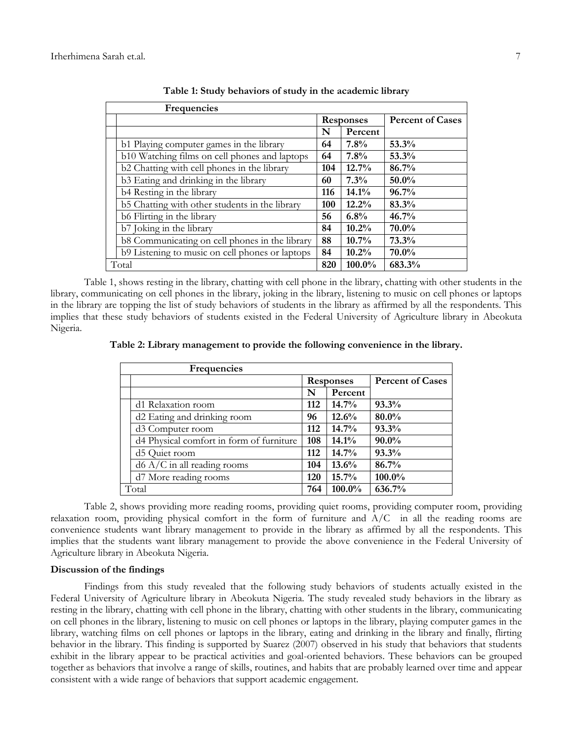**Table 1: Study behaviors of study in the academic library**

| Frequencies | | | |
|---|---|---|---|
| | Responses | | Percent of Cases |
| | N | Percent | |
| b1 Playing computer games in the library | **64** | **7.8%** | **53.3%** |
| b10 Watching films on cell phones and laptops | **64** | **7.8%** | **53.3%** |
| b2 Chatting with cell phones in the library | **104** | **12.7%** | **86.7%** |
| b3 Eating and drinking in the library | **60** | **7.3%** | **50.0%** |
| b4 Resting in the library | **116** | **14.1%** | **96.7%** |
| b5 Chatting with other students in the library | **100** | **12.2%** | **83.3%** |
| b6 Flirting in the library | **56** | **6.8%** | **46.7%** |
| b7 Joking in the library | **84** | **10.2%** | **70.0%** |
| b8 Communicating on cell phones in the library | **88** | **10.7%** | **73.3%** |
| b9 Listening to music on cell phones or laptops | **84** | **10.2%** | **70.0%** |
| Total | **820** | **100.0%** | **683.3%** |

Table 1, shows resting in the library, chatting with cell phone in the library, chatting with other students in the library, communicating on cell phones in the library, joking in the library, listening to music on cell phones or laptops in the library are topping the list of study behaviors of students in the library as affirmed by all the respondents. This implies that these study behaviors of students existed in the Federal University of Agriculture library in Abeokuta Nigeria.

**Table 2: Library management to provide the following convenience in the library.**

| Frequencies | | | |
|---|---|---|---|
| | Responses | | Percent of Cases |
| | N | Percent | |
| d1 Relaxation room | **112** | **14.7%** | **93.3%** |
| d2 Eating and drinking room | **96** | **12.6%** | **80.0%** |
| d3 Computer room | **112** | **14.7%** | **93.3%** |
| d4 Physical comfort in form of furniture | **108** | **14.1%** | **90.0%** |
| d5 Quiet room | **112** | **14.7%** | **93.3%** |
| d6 A/C in all reading rooms | **104** | **13.6%** | **86.7%** |
| d7 More reading rooms | **120** | **15.7%** | **100.0%** |
| Total | **764** | **100.0%** | **636.7%** |

Table 2, shows providing more reading rooms, providing quiet rooms, providing computer room, providing relaxation room, providing physical comfort in the form of furniture and A/C in all the reading rooms are convenience students want library management to provide in the library as affirmed by all the respondents. This implies that the students want library management to provide the above convenience in the Federal University of Agriculture library in Abeokuta Nigeria.

### Discussion of the findings

Findings from this study revealed that the following study behaviors of students actually existed in the Federal University of Agriculture library in Abeokuta Nigeria. The study revealed study behaviors in the library as resting in the library, chatting with cell phone in the library, chatting with other students in the library, communicating on cell phones in the library, listening to music on cell phones or laptops in the library, playing computer games in the library, watching films on cell phones or laptops in the library, eating and drinking in the library and finally, flirting behavior in the library. This finding is supported by Suarez (2007) observed in his study that behaviors that students exhibit in the library appear to be practical activities and goal-oriented behaviors. These behaviors can be grouped together as behaviors that involve a range of skills, routines, and habits that are probably learned over time and appear consistent with a wide range of behaviors that support academic engagement.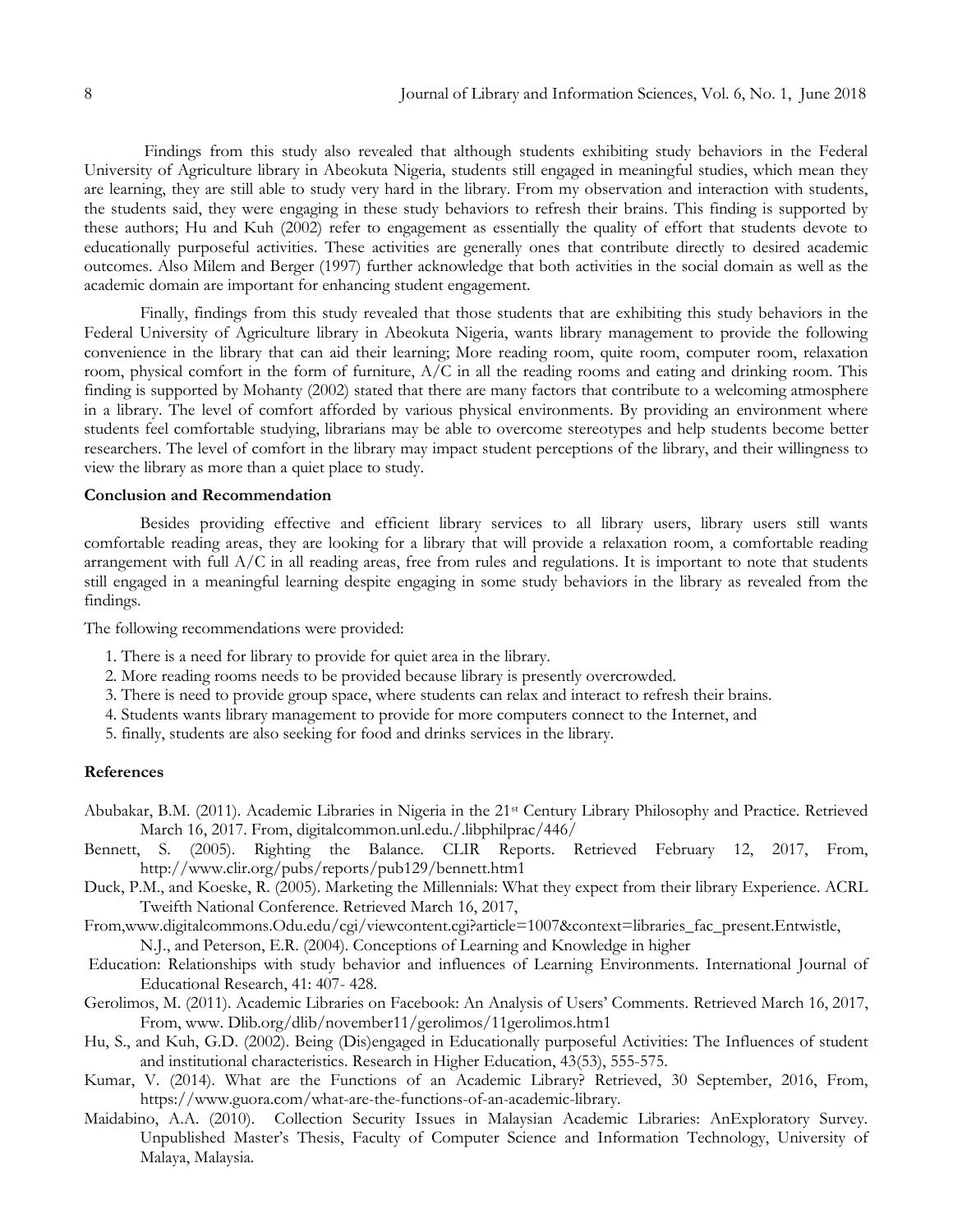Findings from this study also revealed that although students exhibiting study behaviors in the Federal University of Agriculture library in Abeokuta Nigeria, students still engaged in meaningful studies, which mean they are learning, they are still able to study very hard in the library. From my observation and interaction with students, the students said, they were engaging in these study behaviors to refresh their brains. This finding is supported by these authors; Hu and Kuh (2002) refer to engagement as essentially the quality of effort that students devote to educationally purposeful activities. These activities are generally ones that contribute directly to desired academic outcomes. Also Milem and Berger (1997) further acknowledge that both activities in the social domain as well as the academic domain are important for enhancing student engagement.

Finally, findings from this study revealed that those students that are exhibiting this study behaviors in the Federal University of Agriculture library in Abeokuta Nigeria, wants library management to provide the following convenience in the library that can aid their learning; More reading room, quite room, computer room, relaxation room, physical comfort in the form of furniture, A/C in all the reading rooms and eating and drinking room. This finding is supported by Mohanty (2002) stated that there are many factors that contribute to a welcoming atmosphere in a library. The level of comfort afforded by various physical environments. By providing an environment where students feel comfortable studying, librarians may be able to overcome stereotypes and help students become better researchers. The level of comfort in the library may impact student perceptions of the library, and their willingness to view the library as more than a quiet place to study.

**Conclusion and Recommendation**

Besides providing effective and efficient library services to all library users, library users still wants comfortable reading areas, they are looking for a library that will provide a relaxation room, a comfortable reading arrangement with full A/C in all reading areas, free from rules and regulations. It is important to note that students still engaged in a meaningful learning despite engaging in some study behaviors in the library as revealed from the findings.

The following recommendations were provided:

1. There is a need for library to provide for quiet area in the library.
2. More reading rooms needs to be provided because library is presently overcrowded.
3. There is need to provide group space, where students can relax and interact to refresh their brains.
4. Students wants library management to provide for more computers connect to the Internet, and
5. finally, students are also seeking for food and drinks services in the library.

**References**

Abubakar, B.M. (2011). Academic Libraries in Nigeria in the 21st Century Library Philosophy and Practice. Retrieved March 16, 2017. From, digitalcommon.unl.edu./.libphilprac/446/

Bennett, S. (2005). Righting the Balance. CLIR Reports. Retrieved February 12, 2017, From, http://www.clir.org/pubs/reports/pub129/bennett.htm1

Duck, P.M., and Koeske, R. (2005). Marketing the Millennials: What they expect from their library Experience. ACRL Tweifth National Conference. Retrieved March 16, 2017,

From,www.digitalcommons.Odu.edu/cgi/viewcontent.cgi?article=1007&context=libraries_fac_present.Entwistle, N.J., and Peterson, E.R. (2004). Conceptions of Learning and Knowledge in higher Education: Relationships with study behavior and influences of Learning Environments. International Journal of Educational Research, 41: 407- 428.

Gerolimos, M. (2011). Academic Libraries on Facebook: An Analysis of Users' Comments. Retrieved March 16, 2017, From, www. Dlib.org/dlib/november11/gerolimos/11gerolimos.htm1

Hu, S., and Kuh, G.D. (2002). Being (Dis)engaged in Educationally purposeful Activities: The Influences of student and institutional characteristics. Research in Higher Education, 43(53), 555-575.

Kumar, V. (2014). What are the Functions of an Academic Library? Retrieved, 30 September, 2016, From, https://www.guora.com/what-are-the-functions-of-an-academic-library.

Maidabino, A.A. (2010). Collection Security Issues in Malaysian Academic Libraries: AnExploratory Survey. Unpublished Master's Thesis, Faculty of Computer Science and Information Technology, University of Malaya, Malaysia.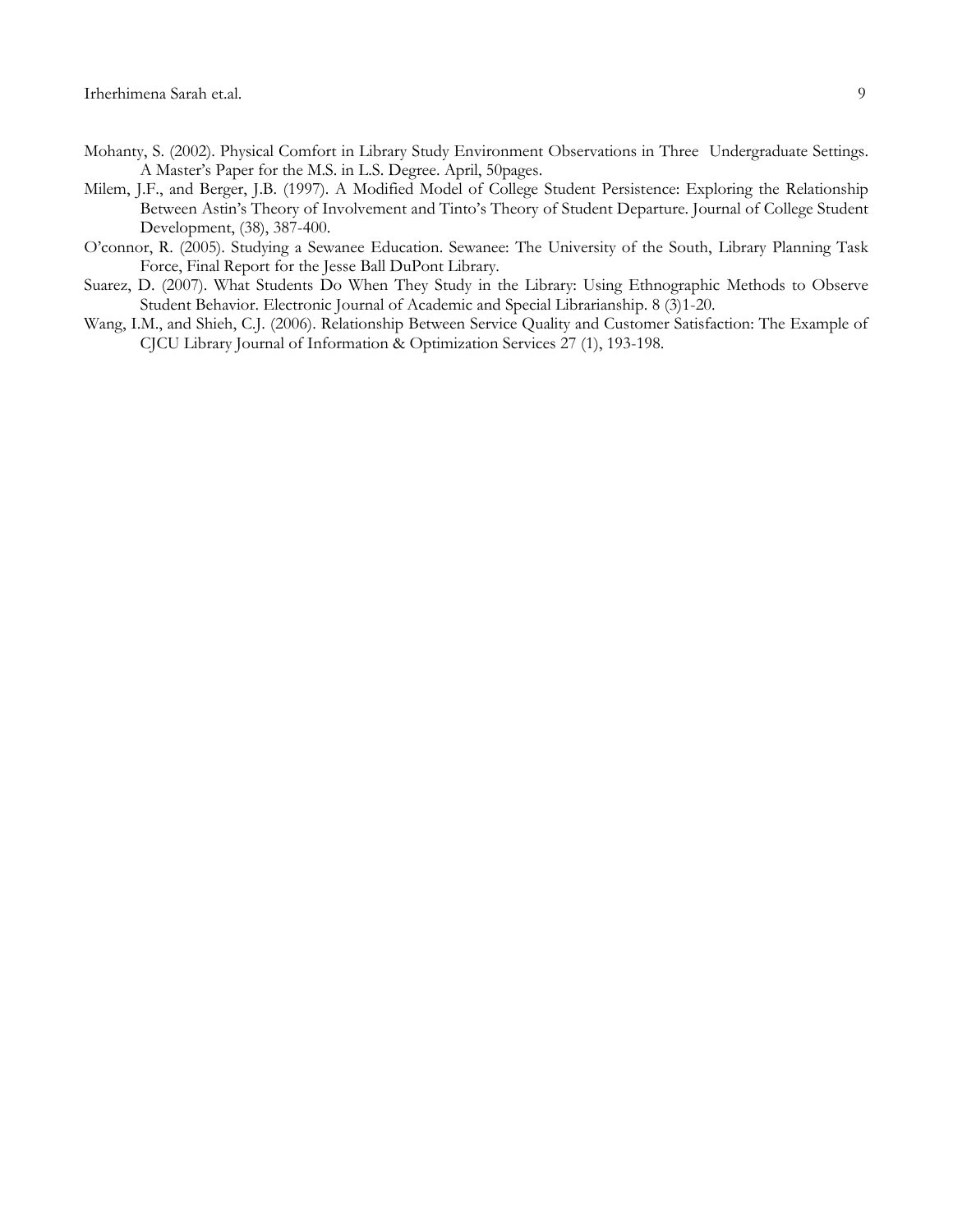Mohanty, S. (2002). Physical Comfort in Library Study Environment Observations in Three Undergraduate Settings. A Master's Paper for the M.S. in L.S. Degree. April, 50pages.

Milem, J.F., and Berger, J.B. (1997). A Modified Model of College Student Persistence: Exploring the Relationship Between Astin's Theory of Involvement and Tinto's Theory of Student Departure. Journal of College Student Development, (38), 387-400.

O'connor, R. (2005). Studying a Sewanee Education. Sewanee: The University of the South, Library Planning Task Force, Final Report for the Jesse Ball DuPont Library.

Suarez, D. (2007). What Students Do When They Study in the Library: Using Ethnographic Methods to Observe Student Behavior. Electronic Journal of Academic and Special Librarianship. 8 (3)1-20.

Wang, I.M., and Shieh, C.J. (2006). Relationship Between Service Quality and Customer Satisfaction: The Example of CJCU Library Journal of Information & Optimization Services 27 (1), 193-198.